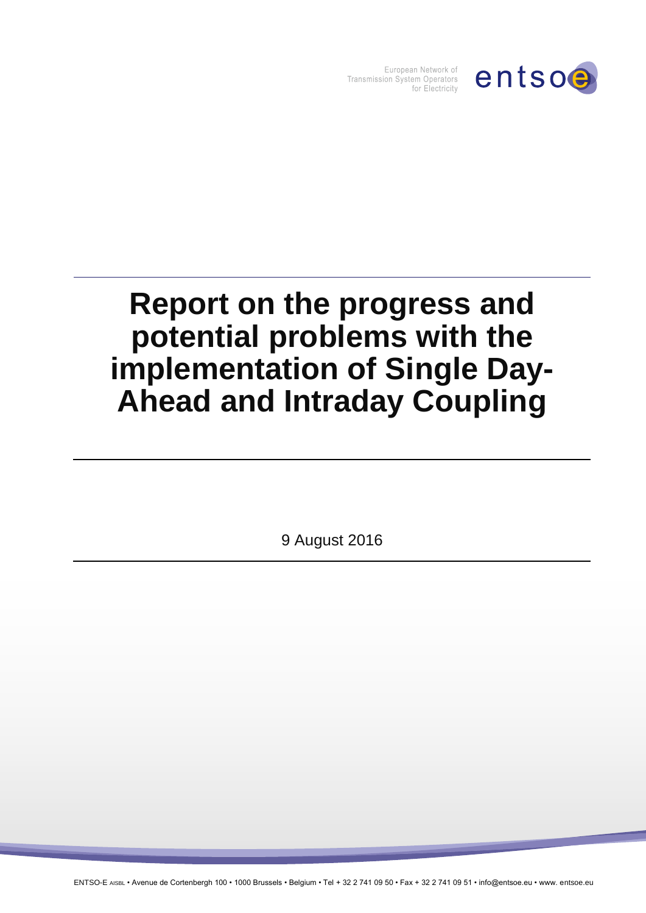European Network of Transmission System Operators for Electricity

# Report on the progress and potential problems with the implementation of Single Day-Ahead and Intraday Coupling

9 August 2016

ENTSO-E AISBL • Avenue de Cortenbergh 100 • 1000 Brussels • Belgium • Tel + 32 2 741 09 50 • Fax + 32 2 741 09 51 • info@entsoe.eu • www. entsoe.eu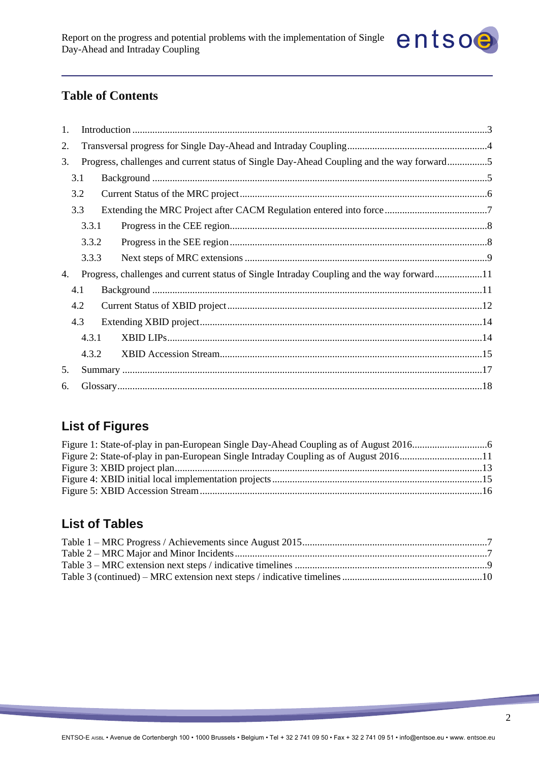## Table of Contents

1. Introduction ........................................................................................................................................3
2. Transversal progress for Single Day-Ahead and Intraday Coupling.......................................................4
3. Progress, challenges and current status of Single Day-Ahead Coupling and the way forward................5
   - 3.1 Background ....................................................................................................................................5
   - 3.2 Current Status of the MRC project..................................................................................................6
   - 3.3 Extending the MRC Project after CACM Regulation entered into force.........................................7
     - 3.3.1 Progress in the CEE region......................................................................................................8
     - 3.3.2 Progress in the SEE region......................................................................................................8
     - 3.3.3 Next steps of MRC extensions ................................................................................................9
4. Progress, challenges and current status of Single Intraday Coupling and the way forward...................11
   - 4.1 Background ..................................................................................................................................11
   - 4.2 Current Status of XBID project.....................................................................................................12
   - 4.3 Extending XBID project................................................................................................................14
     - 4.3.1 XBID LIPs............................................................................................................................14
     - 4.3.2 XBID Accession Stream........................................................................................................15
5. Summary ..............................................................................................................................................17
6. Glossary................................................................................................................................................18

## List of Figures

Figure 1: State-of-play in pan-European Single Day-Ahead Coupling as of August 2016.............................6
Figure 2: State-of-play in pan-European Single Intraday Coupling as of August 2016................................11
Figure 3: XBID project plan..........................................................................................................................13
Figure 4: XBID initial local implementation projects...................................................................................15
Figure 5: XBID Accession Stream...............................................................................................................16

## List of Tables

Table 1 – MRC Progress / Achievements since August 2015.........................................................................7
Table 2 – MRC Major and Minor Incidents....................................................................................................7
Table 3 – MRC extension next steps / indicative timelines ............................................................................9
Table 3 (continued) – MRC extension next steps / indicative timelines .......................................................10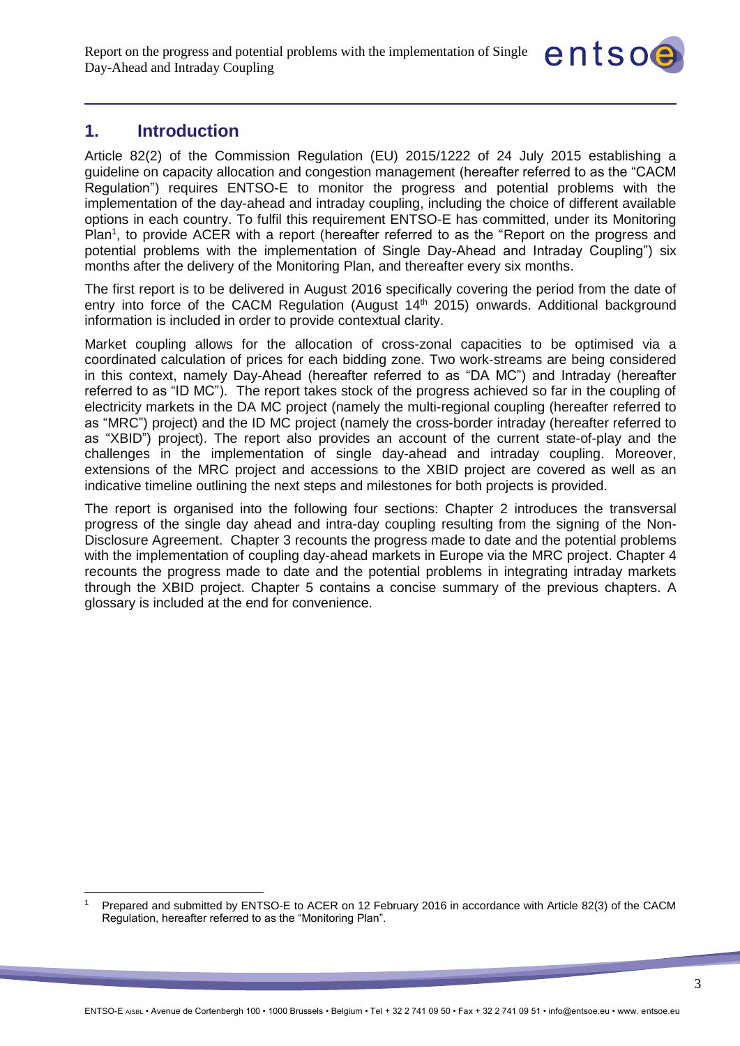## 1. Introduction

Article 82(2) of the Commission Regulation (EU) 2015/1222 of 24 July 2015 establishing a guideline on capacity allocation and congestion management (hereafter referred to as the "CACM Regulation") requires ENTSO-E to monitor the progress and potential problems with the implementation of the day-ahead and intraday coupling, including the choice of different available options in each country. To fulfil this requirement ENTSO-E has committed, under its Monitoring Plan[1], to provide ACER with a report (hereafter referred to as the "Report on the progress and potential problems with the implementation of Single Day-Ahead and Intraday Coupling") six months after the delivery of the Monitoring Plan, and thereafter every six months.

The first report is to be delivered in August 2016 specifically covering the period from the date of entry into force of the CACM Regulation (August 14th 2015) onwards. Additional background information is included in order to provide contextual clarity.

Market coupling allows for the allocation of cross-zonal capacities to be optimised via a coordinated calculation of prices for each bidding zone. Two work-streams are being considered in this context, namely Day-Ahead (hereafter referred to as "DA MC") and Intraday (hereafter referred to as "ID MC"). The report takes stock of the progress achieved so far in the coupling of electricity markets in the DA MC project (namely the multi-regional coupling (hereafter referred to as "MRC") project) and the ID MC project (namely the cross-border intraday (hereafter referred to as "XBID") project). The report also provides an account of the current state-of-play and the challenges in the implementation of single day-ahead and intraday coupling. Moreover, extensions of the MRC project and accessions to the XBID project are covered as well as an indicative timeline outlining the next steps and milestones for both projects is provided.

The report is organised into the following four sections: Chapter 2 introduces the transversal progress of the single day ahead and intra-day coupling resulting from the signing of the Non-Disclosure Agreement. Chapter 3 recounts the progress made to date and the potential problems with the implementation of coupling day-ahead markets in Europe via the MRC project. Chapter 4 recounts the progress made to date and the potential problems in integrating intraday markets through the XBID project. Chapter 5 contains a concise summary of the previous chapters. A glossary is included at the end for convenience.

[1] Prepared and submitted by ENTSO-E to ACER on 12 February 2016 in accordance with Article 82(3) of the CACM Regulation, hereafter referred to as the "Monitoring Plan".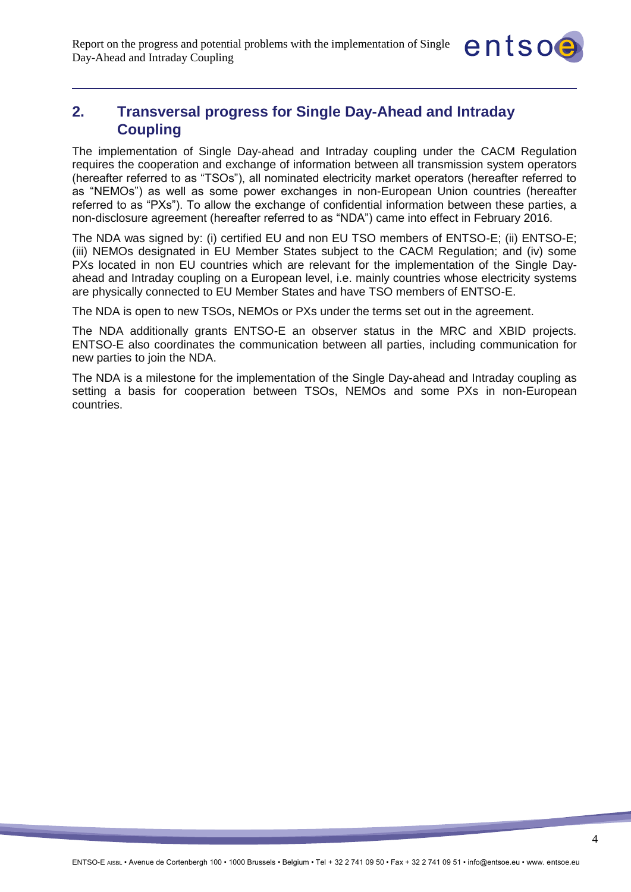## 2. Transversal progress for Single Day-Ahead and Intraday Coupling

The implementation of Single Day-ahead and Intraday coupling under the CACM Regulation requires the cooperation and exchange of information between all transmission system operators (hereafter referred to as "TSOs"), all nominated electricity market operators (hereafter referred to as "NEMOs") as well as some power exchanges in non-European Union countries (hereafter referred to as "PXs"). To allow the exchange of confidential information between these parties, a non-disclosure agreement (hereafter referred to as "NDA") came into effect in February 2016.

The NDA was signed by: (i) certified EU and non EU TSO members of ENTSO-E; (ii) ENTSO-E; (iii) NEMOs designated in EU Member States subject to the CACM Regulation; and (iv) some PXs located in non EU countries which are relevant for the implementation of the Single Day-ahead and Intraday coupling on a European level, i.e. mainly countries whose electricity systems are physically connected to EU Member States and have TSO members of ENTSO-E.

The NDA is open to new TSOs, NEMOs or PXs under the terms set out in the agreement.

The NDA additionally grants ENTSO-E an observer status in the MRC and XBID projects. ENTSO-E also coordinates the communication between all parties, including communication for new parties to join the NDA.

The NDA is a milestone for the implementation of the Single Day-ahead and Intraday coupling as setting a basis for cooperation between TSOs, NEMOs and some PXs in non-European countries.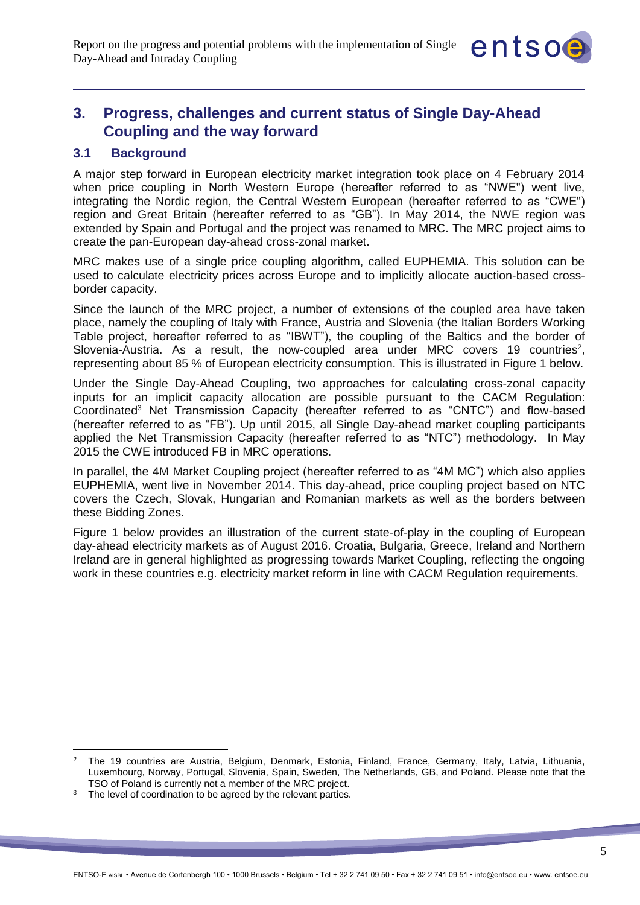## 3. Progress, challenges and current status of Single Day-Ahead Coupling and the way forward

### 3.1 Background

A major step forward in European electricity market integration took place on 4 February 2014 when price coupling in North Western Europe (hereafter referred to as "NWE") went live, integrating the Nordic region, the Central Western European (hereafter referred to as "CWE") region and Great Britain (hereafter referred to as "GB"). In May 2014, the NWE region was extended by Spain and Portugal and the project was renamed to MRC. The MRC project aims to create the pan-European day-ahead cross-zonal market.

MRC makes use of a single price coupling algorithm, called EUPHEMIA. This solution can be used to calculate electricity prices across Europe and to implicitly allocate auction-based cross-border capacity.

Since the launch of the MRC project, a number of extensions of the coupled area have taken place, namely the coupling of Italy with France, Austria and Slovenia (the Italian Borders Working Table project, hereafter referred to as "IBWT"), the coupling of the Baltics and the border of Slovenia-Austria. As a result, the now-coupled area under MRC covers 19 countries[2], representing about 85 % of European electricity consumption. This is illustrated in Figure 1 below.

Under the Single Day-Ahead Coupling, two approaches for calculating cross-zonal capacity inputs for an implicit capacity allocation are possible pursuant to the CACM Regulation: Coordinated[3] Net Transmission Capacity (hereafter referred to as "CNTC") and flow-based (hereafter referred to as "FB"). Up until 2015, all Single Day-ahead market coupling participants applied the Net Transmission Capacity (hereafter referred to as "NTC") methodology. In May 2015 the CWE introduced FB in MRC operations.

In parallel, the 4M Market Coupling project (hereafter referred to as "4M MC") which also applies EUPHEMIA, went live in November 2014. This day-ahead, price coupling project based on NTC covers the Czech, Slovak, Hungarian and Romanian markets as well as the borders between these Bidding Zones.

Figure 1 below provides an illustration of the current state-of-play in the coupling of European day-ahead electricity markets as of August 2016. Croatia, Bulgaria, Greece, Ireland and Northern Ireland are in general highlighted as progressing towards Market Coupling, reflecting the ongoing work in these countries e.g. electricity market reform in line with CACM Regulation requirements.

---

[2] The 19 countries are Austria, Belgium, Denmark, Estonia, Finland, France, Germany, Italy, Latvia, Lithuania, Luxembourg, Norway, Portugal, Slovenia, Spain, Sweden, The Netherlands, GB, and Poland. Please note that the TSO of Poland is currently not a member of the MRC project.

[3] The level of coordination to be agreed by the relevant parties.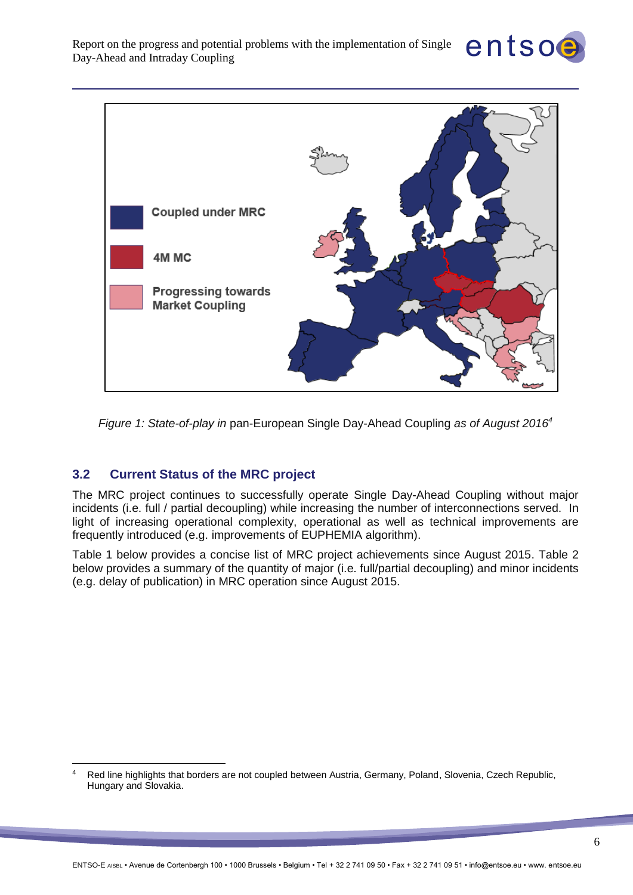Coupled under MRC

4M MC

Progressing towards Market Coupling

*Figure 1: State-of-play in* pan-European Single Day-Ahead Coupling *as of August 2016*[4]

## 3.2 Current Status of the MRC project

The MRC project continues to successfully operate Single Day-Ahead Coupling without major incidents (i.e. full / partial decoupling) while increasing the number of interconnections served. In light of increasing operational complexity, operational as well as technical improvements are frequently introduced (e.g. improvements of EUPHEMIA algorithm).

Table 1 below provides a concise list of MRC project achievements since August 2015. Table 2 below provides a summary of the quantity of major (i.e. full/partial decoupling) and minor incidents (e.g. delay of publication) in MRC operation since August 2015.

---

[4] Red line highlights that borders are not coupled between Austria, Germany, Poland, Slovenia, Czech Republic, Hungary and Slovakia.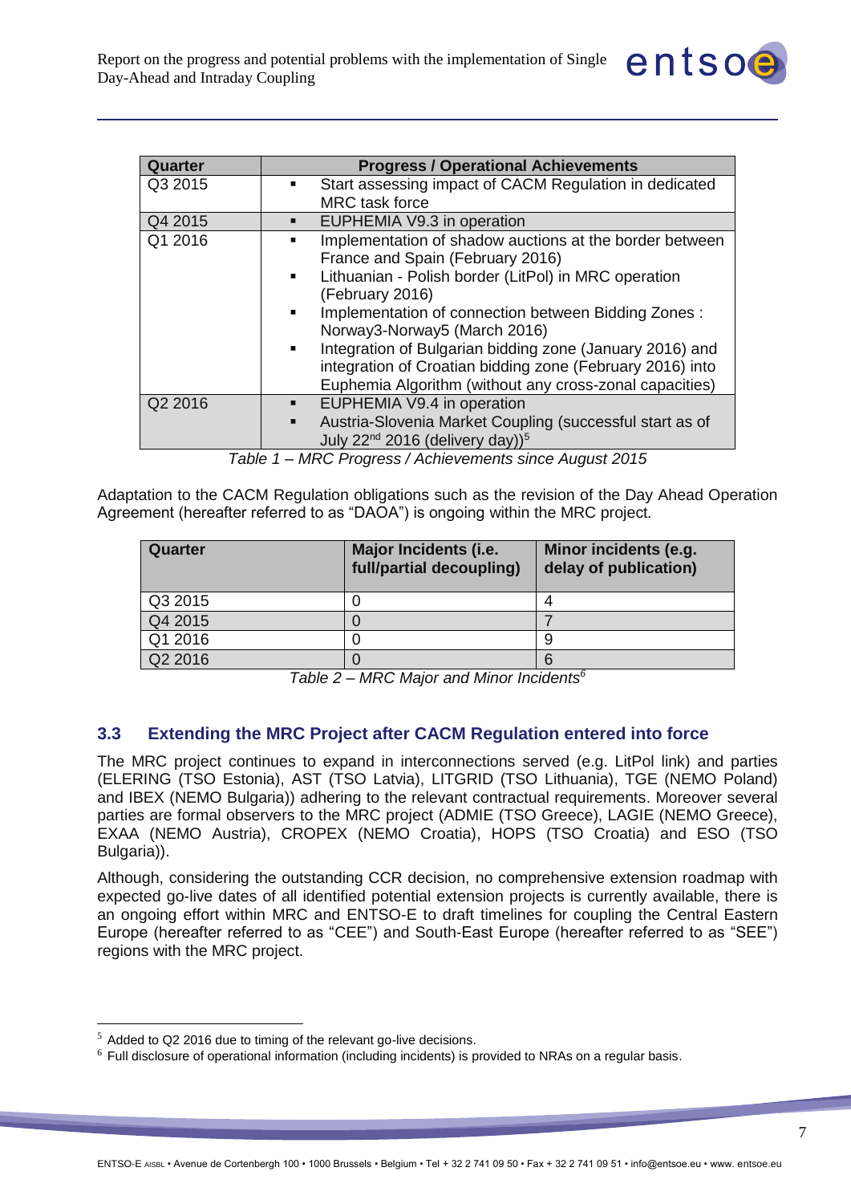| Quarter | Progress / Operational Achievements |
|---|---|
| Q3 2015 | ▪ Start assessing impact of CACM Regulation in dedicated MRC task force |
| Q4 2015 | ▪ EUPHEMIA V9.3 in operation |
| Q1 2016 | ▪ Implementation of shadow auctions at the border between France and Spain (February 2016)<br>▪ Lithuanian - Polish border (LitPol) in MRC operation (February 2016)<br>▪ Implementation of connection between Bidding Zones : Norway3-Norway5 (March 2016)<br>▪ Integration of Bulgarian bidding zone (January 2016) and integration of Croatian bidding zone (February 2016) into Euphemia Algorithm (without any cross-zonal capacities) |
| Q2 2016 | ▪ EUPHEMIA V9.4 in operation<br>▪ Austria-Slovenia Market Coupling (successful start as of July 22nd 2016 (delivery day))[5] |

*Table 1 – MRC Progress / Achievements since August 2015*

Adaptation to the CACM Regulation obligations such as the revision of the Day Ahead Operation Agreement (hereafter referred to as "DAOA") is ongoing within the MRC project.

| Quarter | Major Incidents (i.e. full/partial decoupling) | Minor incidents (e.g. delay of publication) |
|---|---|---|
| Q3 2015 | 0 | 4 |
| Q4 2015 | 0 | 7 |
| Q1 2016 | 0 | 9 |
| Q2 2016 | 0 | 6 |

*Table 2 – MRC Major and Minor Incidents[6]*

### 3.3 Extending the MRC Project after CACM Regulation entered into force

The MRC project continues to expand in interconnections served (e.g. LitPol link) and parties (ELERING (TSO Estonia), AST (TSO Latvia), LITGRID (TSO Lithuania), TGE (NEMO Poland) and IBEX (NEMO Bulgaria)) adhering to the relevant contractual requirements. Moreover several parties are formal observers to the MRC project (ADMIE (TSO Greece), LAGIE (NEMO Greece), EXAA (NEMO Austria), CROPEX (NEMO Croatia), HOPS (TSO Croatia) and ESO (TSO Bulgaria)).

Although, considering the outstanding CCR decision, no comprehensive extension roadmap with expected go-live dates of all identified potential extension projects is currently available, there is an ongoing effort within MRC and ENTSO-E to draft timelines for coupling the Central Eastern Europe (hereafter referred to as "CEE") and South-East Europe (hereafter referred to as "SEE") regions with the MRC project.

[5] Added to Q2 2016 due to timing of the relevant go-live decisions.

[6] Full disclosure of operational information (including incidents) is provided to NRAs on a regular basis.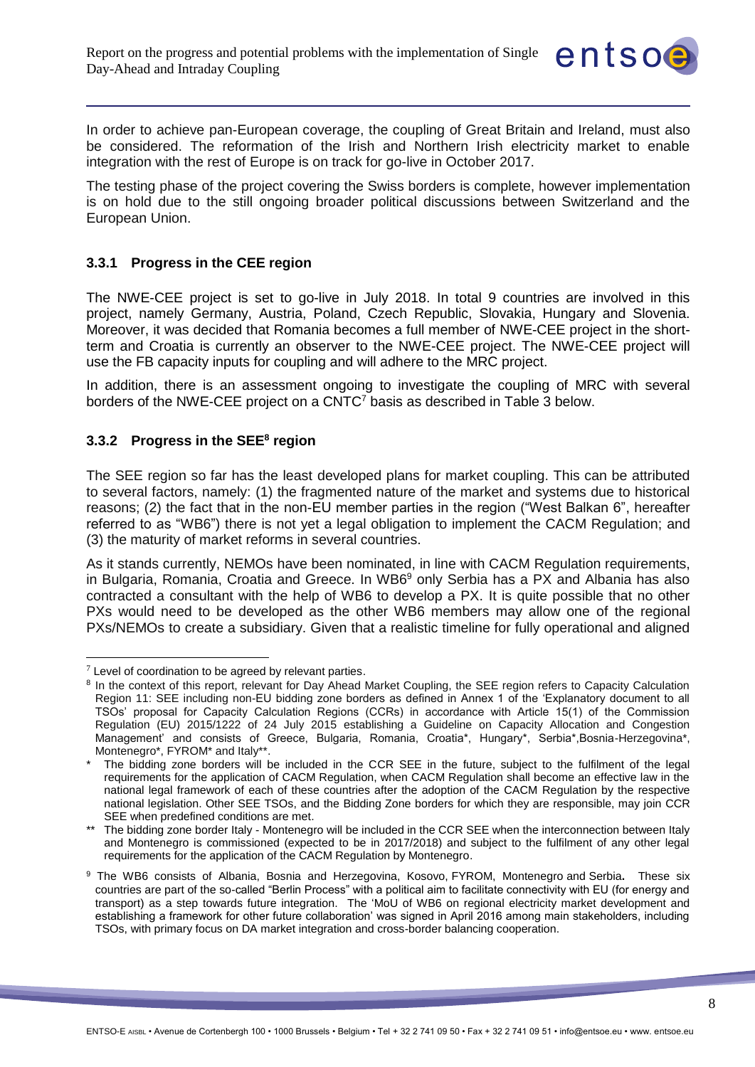In order to achieve pan-European coverage, the coupling of Great Britain and Ireland, must also be considered. The reformation of the Irish and Northern Irish electricity market to enable integration with the rest of Europe is on track for go-live in October 2017.

The testing phase of the project covering the Swiss borders is complete, however implementation is on hold due to the still ongoing broader political discussions between Switzerland and the European Union.

### 3.3.1 Progress in the CEE region

The NWE-CEE project is set to go-live in July 2018. In total 9 countries are involved in this project, namely Germany, Austria, Poland, Czech Republic, Slovakia, Hungary and Slovenia. Moreover, it was decided that Romania becomes a full member of NWE-CEE project in the short-term and Croatia is currently an observer to the NWE-CEE project. The NWE-CEE project will use the FB capacity inputs for coupling and will adhere to the MRC project.

In addition, there is an assessment ongoing to investigate the coupling of MRC with several borders of the NWE-CEE project on a CNTC[7] basis as described in Table 3 below.

### 3.3.2 Progress in the SEE[8] region

The SEE region so far has the least developed plans for market coupling. This can be attributed to several factors, namely: (1) the fragmented nature of the market and systems due to historical reasons; (2) the fact that in the non-EU member parties in the region ("West Balkan 6", hereafter referred to as "WB6") there is not yet a legal obligation to implement the CACM Regulation; and (3) the maturity of market reforms in several countries.

As it stands currently, NEMOs have been nominated, in line with CACM Regulation requirements, in Bulgaria, Romania, Croatia and Greece. In WB6[9] only Serbia has a PX and Albania has also contracted a consultant with the help of WB6 to develop a PX. It is quite possible that no other PXs would need to be developed as the other WB6 members may allow one of the regional PXs/NEMOs to create a subsidiary. Given that a realistic timeline for fully operational and aligned

---

[7] Level of coordination to be agreed by relevant parties.

[8] In the context of this report, relevant for Day Ahead Market Coupling, the SEE region refers to Capacity Calculation Region 11: SEE including non-EU bidding zone borders as defined in Annex 1 of the 'Explanatory document to all TSOs' proposal for Capacity Calculation Regions (CCRs) in accordance with Article 15(1) of the Commission Regulation (EU) 2015/1222 of 24 July 2015 establishing a Guideline on Capacity Allocation and Congestion Management' and consists of Greece, Bulgaria, Romania, Croatia*, Hungary*, Serbia*,Bosnia-Herzegovina*, Montenegro*, FYROM* and Italy**.

\* The bidding zone borders will be included in the CCR SEE in the future, subject to the fulfilment of the legal requirements for the application of CACM Regulation, when CACM Regulation shall become an effective law in the national legal framework of each of these countries after the adoption of the CACM Regulation by the respective national legislation. Other SEE TSOs, and the Bidding Zone borders for which they are responsible, may join CCR SEE when predefined conditions are met.

\*\* The bidding zone border Italy - Montenegro will be included in the CCR SEE when the interconnection between Italy and Montenegro is commissioned (expected to be in 2017/2018) and subject to the fulfilment of any other legal requirements for the application of the CACM Regulation by Montenegro.

[9] The WB6 consists of Albania, Bosnia and Herzegovina, Kosovo, FYROM, Montenegro and Serbia**.** These six countries are part of the so-called "Berlin Process" with a political aim to facilitate connectivity with EU (for energy and transport) as a step towards future integration. The 'MoU of WB6 on regional electricity market development and establishing a framework for other future collaboration' was signed in April 2016 among main stakeholders, including TSOs, with primary focus on DA market integration and cross-border balancing cooperation.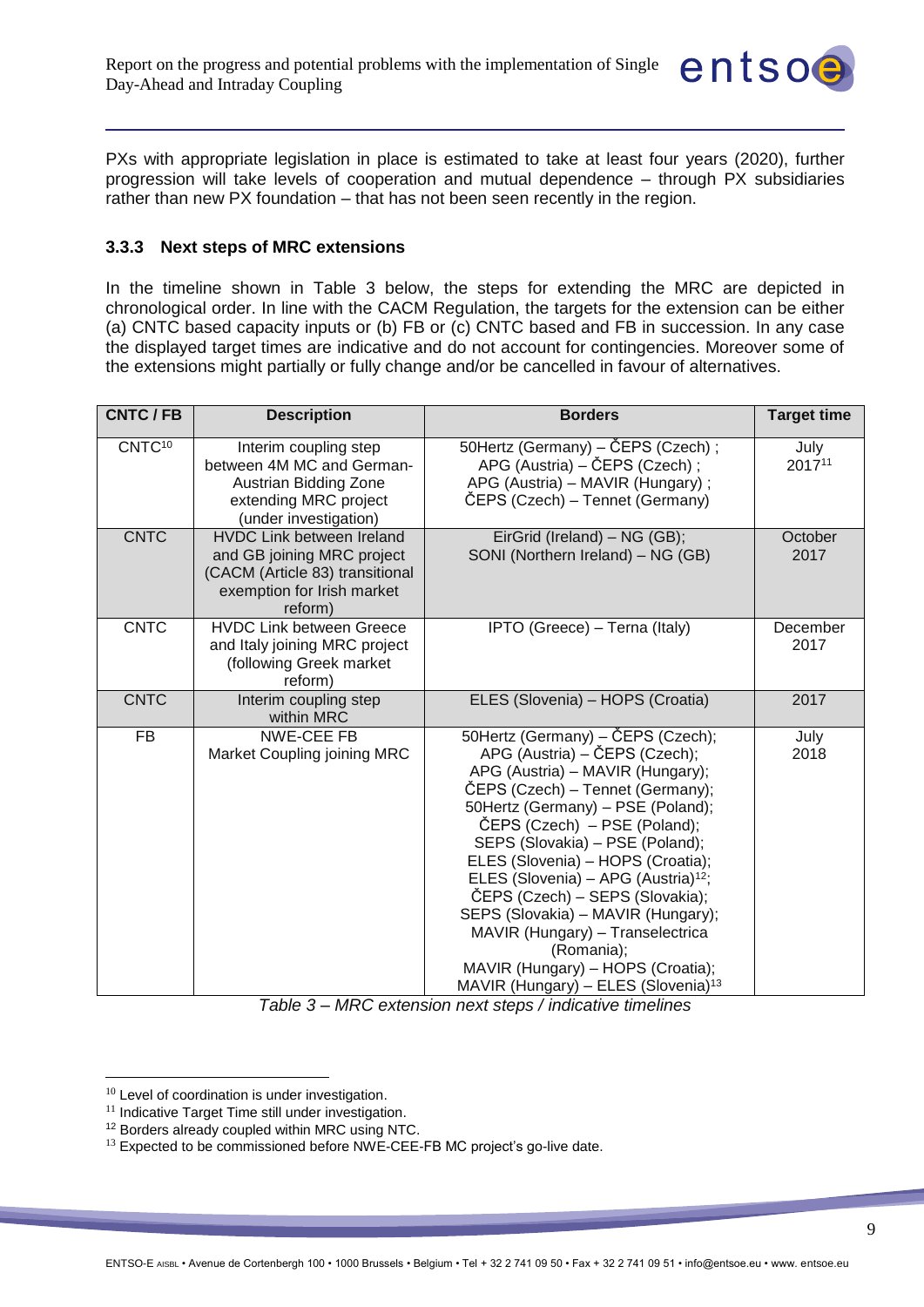PXs with appropriate legislation in place is estimated to take at least four years (2020), further progression will take levels of cooperation and mutual dependence – through PX subsidiaries rather than new PX foundation – that has not been seen recently in the region.

### 3.3.3 Next steps of MRC extensions

In the timeline shown in Table 3 below, the steps for extending the MRC are depicted in chronological order. In line with the CACM Regulation, the targets for the extension can be either (a) CNTC based capacity inputs or (b) FB or (c) CNTC based and FB in succession. In any case the displayed target times are indicative and do not account for contingencies. Moreover some of the extensions might partially or fully change and/or be cancelled in favour of alternatives.

| CNTC / FB | Description | Borders | Target time |
|---|---|---|---|
| CNTC[10] | Interim coupling step between 4M MC and German-Austrian Bidding Zone extending MRC project (under investigation) | 50Hertz (Germany) – ČEPS (Czech) ; APG (Austria) – ČEPS (Czech) ; APG (Austria) – MAVIR (Hungary) ; ČEPS (Czech) – Tennet (Germany) | July 2017[11] |
| CNTC | HVDC Link between Ireland and GB joining MRC project (CACM (Article 83) transitional exemption for Irish market reform) | EirGrid (Ireland) – NG (GB); SONI (Northern Ireland) – NG (GB) | October 2017 |
| CNTC | HVDC Link between Greece and Italy joining MRC project (following Greek market reform) | IPTO (Greece) – Terna (Italy) | December 2017 |
| CNTC | Interim coupling step within MRC | ELES (Slovenia) – HOPS (Croatia) | 2017 |
| FB | NWE-CEE FB Market Coupling joining MRC | 50Hertz (Germany) – ČEPS (Czech); APG (Austria) – ČEPS (Czech); APG (Austria) – MAVIR (Hungary); ČEPS (Czech) – Tennet (Germany); 50Hertz (Germany) – PSE (Poland); ČEPS (Czech) – PSE (Poland); SEPS (Slovakia) – PSE (Poland); ELES (Slovenia) – HOPS (Croatia); ELES (Slovenia) – APG (Austria)[12]; ČEPS (Czech) – SEPS (Slovakia); SEPS (Slovakia) – MAVIR (Hungary); MAVIR (Hungary) – Transelectrica (Romania); MAVIR (Hungary) – HOPS (Croatia); MAVIR (Hungary) – ELES (Slovenia)[13] | July 2018 |

*Table 3 – MRC extension next steps / indicative timelines*

[10] Level of coordination is under investigation.
[11] Indicative Target Time still under investigation.
[12] Borders already coupled within MRC using NTC.
[13] Expected to be commissioned before NWE-CEE-FB MC project's go-live date.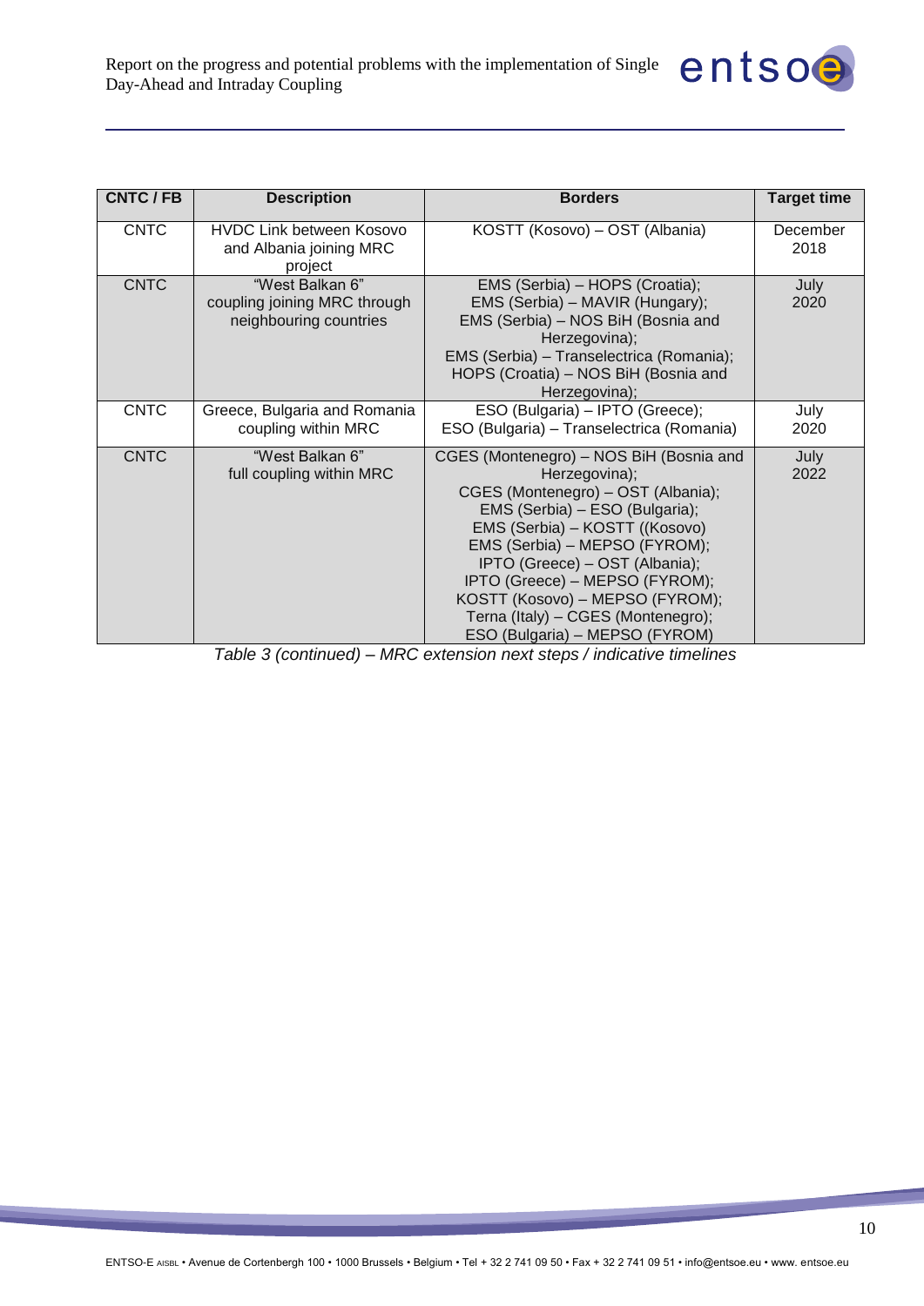| CNTC / FB | Description | Borders | Target time |
|---|---|---|---|
| CNTC | HVDC Link between Kosovo and Albania joining MRC project | KOSTT (Kosovo) – OST (Albania) | December 2018 |
| CNTC | “West Balkan 6” coupling joining MRC through neighbouring countries | EMS (Serbia) – HOPS (Croatia); EMS (Serbia) – MAVIR (Hungary); EMS (Serbia) – NOS BiH (Bosnia and Herzegovina); EMS (Serbia) – Transelectrica (Romania); HOPS (Croatia) – NOS BiH (Bosnia and Herzegovina); | July 2020 |
| CNTC | Greece, Bulgaria and Romania coupling within MRC | ESO (Bulgaria) – IPTO (Greece); ESO (Bulgaria) – Transelectrica (Romania) | July 2020 |
| CNTC | “West Balkan 6” full coupling within MRC | CGES (Montenegro) – NOS BiH (Bosnia and Herzegovina); CGES (Montenegro) – OST (Albania); EMS (Serbia) – ESO (Bulgaria); EMS (Serbia) – KOSTT ((Kosovo) EMS (Serbia) – MEPSO (FYROM); IPTO (Greece) – OST (Albania); IPTO (Greece) – MEPSO (FYROM); KOSTT (Kosovo) – MEPSO (FYROM); Terna (Italy) – CGES (Montenegro); ESO (Bulgaria) – MEPSO (FYROM) | July 2022 |

*Table 3 (continued) – MRC extension next steps / indicative timelines*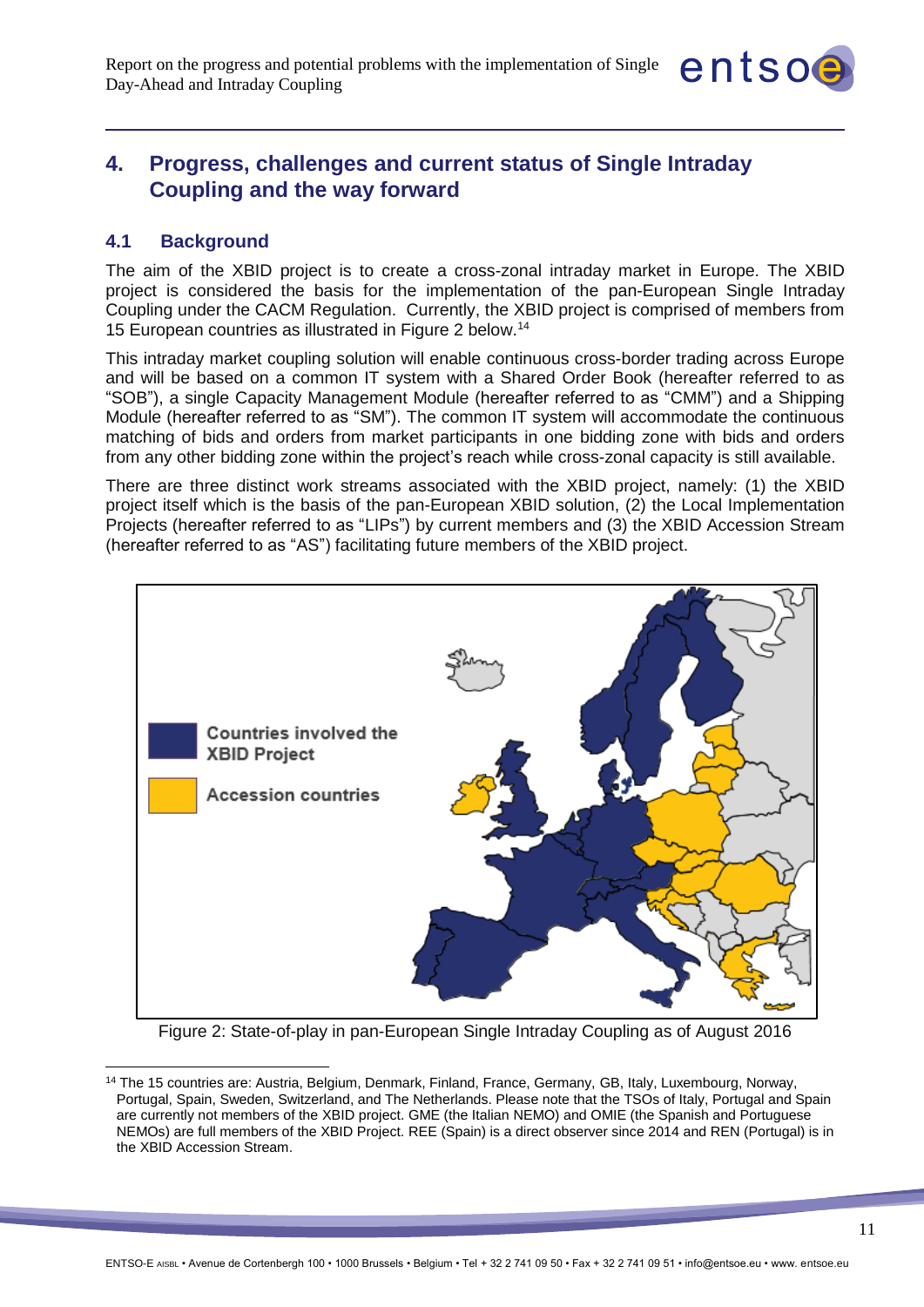## 4. Progress, challenges and current status of Single Intraday Coupling and the way forward

### 4.1 Background

The aim of the XBID project is to create a cross-zonal intraday market in Europe. The XBID project is considered the basis for the implementation of the pan-European Single Intraday Coupling under the CACM Regulation. Currently, the XBID project is comprised of members from 15 European countries as illustrated in Figure 2 below.[14]

This intraday market coupling solution will enable continuous cross-border trading across Europe and will be based on a common IT system with a Shared Order Book (hereafter referred to as "SOB"), a single Capacity Management Module (hereafter referred to as "CMM") and a Shipping Module (hereafter referred to as "SM"). The common IT system will accommodate the continuous matching of bids and orders from market participants in one bidding zone with bids and orders from any other bidding zone within the project's reach while cross-zonal capacity is still available.

There are three distinct work streams associated with the XBID project, namely: (1) the XBID project itself which is the basis of the pan-European XBID solution, (2) the Local Implementation Projects (hereafter referred to as "LIPs") by current members and (3) the XBID Accession Stream (hereafter referred to as "AS") facilitating future members of the XBID project.

Countries involved the XBID Project

Accession countries

Figure 2: State-of-play in pan-European Single Intraday Coupling as of August 2016

[14] The 15 countries are: Austria, Belgium, Denmark, Finland, France, Germany, GB, Italy, Luxembourg, Norway, Portugal, Spain, Sweden, Switzerland, and The Netherlands. Please note that the TSOs of Italy, Portugal and Spain are currently not members of the XBID project. GME (the Italian NEMO) and OMIE (the Spanish and Portuguese NEMOs) are full members of the XBID Project. REE (Spain) is a direct observer since 2014 and REN (Portugal) is in the XBID Accession Stream.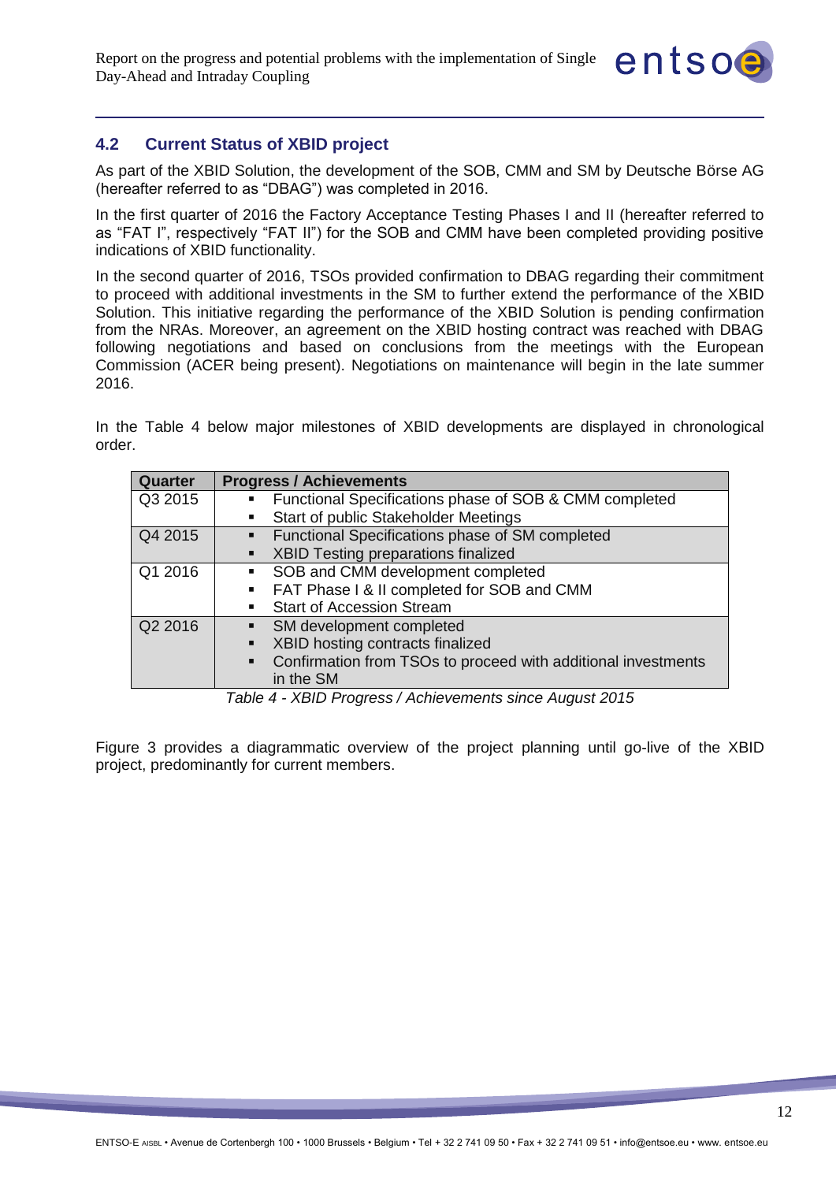## 4.2 Current Status of XBID project

As part of the XBID Solution, the development of the SOB, CMM and SM by Deutsche Börse AG (hereafter referred to as "DBAG") was completed in 2016.

In the first quarter of 2016 the Factory Acceptance Testing Phases I and II (hereafter referred to as "FAT I", respectively "FAT II") for the SOB and CMM have been completed providing positive indications of XBID functionality.

In the second quarter of 2016, TSOs provided confirmation to DBAG regarding their commitment to proceed with additional investments in the SM to further extend the performance of the XBID Solution. This initiative regarding the performance of the XBID Solution is pending confirmation from the NRAs. Moreover, an agreement on the XBID hosting contract was reached with DBAG following negotiations and based on conclusions from the meetings with the European Commission (ACER being present). Negotiations on maintenance will begin in the late summer 2016.

In the Table 4 below major milestones of XBID developments are displayed in chronological order.

| Quarter | Progress / Achievements |
|---|---|
| Q3 2015 | ▪ Functional Specifications phase of SOB & CMM completed<br>▪ Start of public Stakeholder Meetings |
| Q4 2015 | ▪ Functional Specifications phase of SM completed<br>▪ XBID Testing preparations finalized |
| Q1 2016 | ▪ SOB and CMM development completed<br>▪ FAT Phase I & II completed for SOB and CMM<br>▪ Start of Accession Stream |
| Q2 2016 | ▪ SM development completed<br>▪ XBID hosting contracts finalized<br>▪ Confirmation from TSOs to proceed with additional investments in the SM |

*Table 4 - XBID Progress / Achievements since August 2015*

Figure 3 provides a diagrammatic overview of the project planning until go-live of the XBID project, predominantly for current members.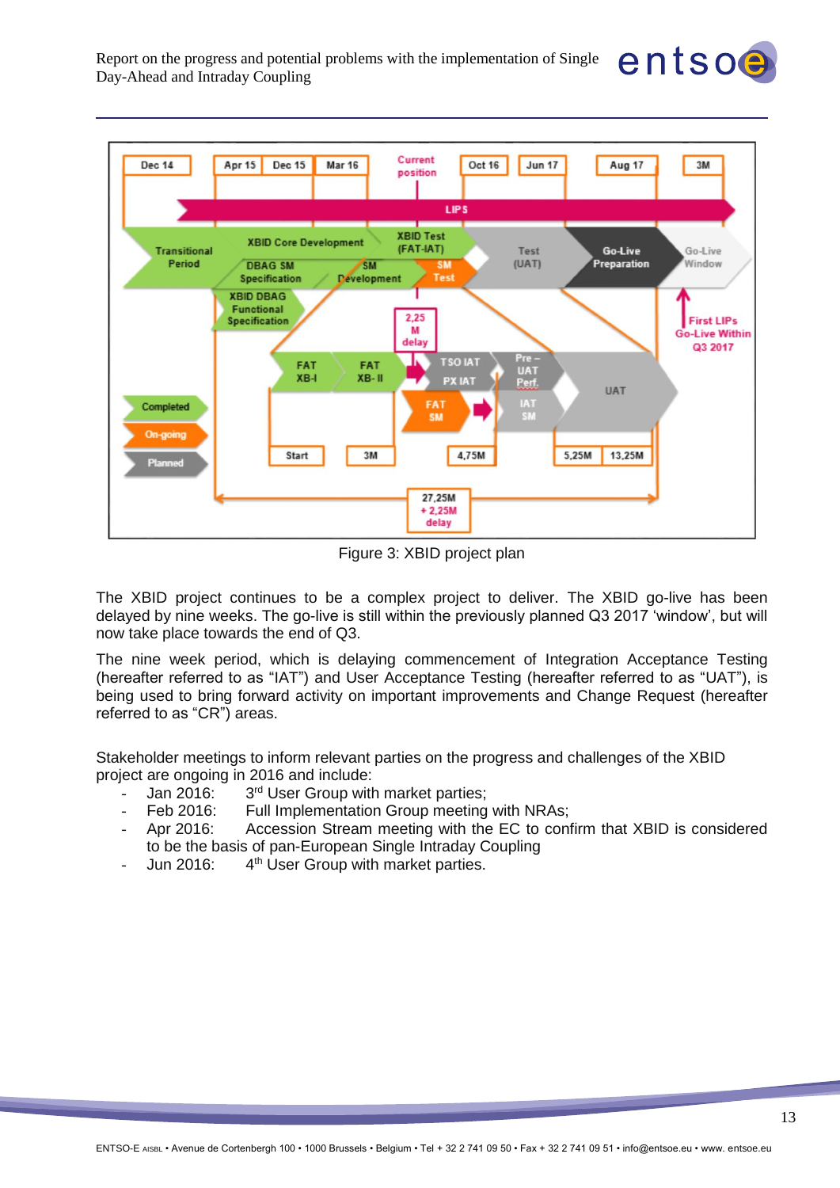Figure 3: XBID project plan

The XBID project continues to be a complex project to deliver. The XBID go-live has been delayed by nine weeks. The go-live is still within the previously planned Q3 2017 'window', but will now take place towards the end of Q3.

The nine week period, which is delaying commencement of Integration Acceptance Testing (hereafter referred to as "IAT") and User Acceptance Testing (hereafter referred to as "UAT"), is being used to bring forward activity on important improvements and Change Request (hereafter referred to as "CR") areas.

Stakeholder meetings to inform relevant parties on the progress and challenges of the XBID project are ongoing in 2016 and include:

- Jan 2016: 3rd User Group with market parties;
- Feb 2016: Full Implementation Group meeting with NRAs;
- Apr 2016: Accession Stream meeting with the EC to confirm that XBID is considered to be the basis of pan-European Single Intraday Coupling
- Jun 2016: 4th User Group with market parties.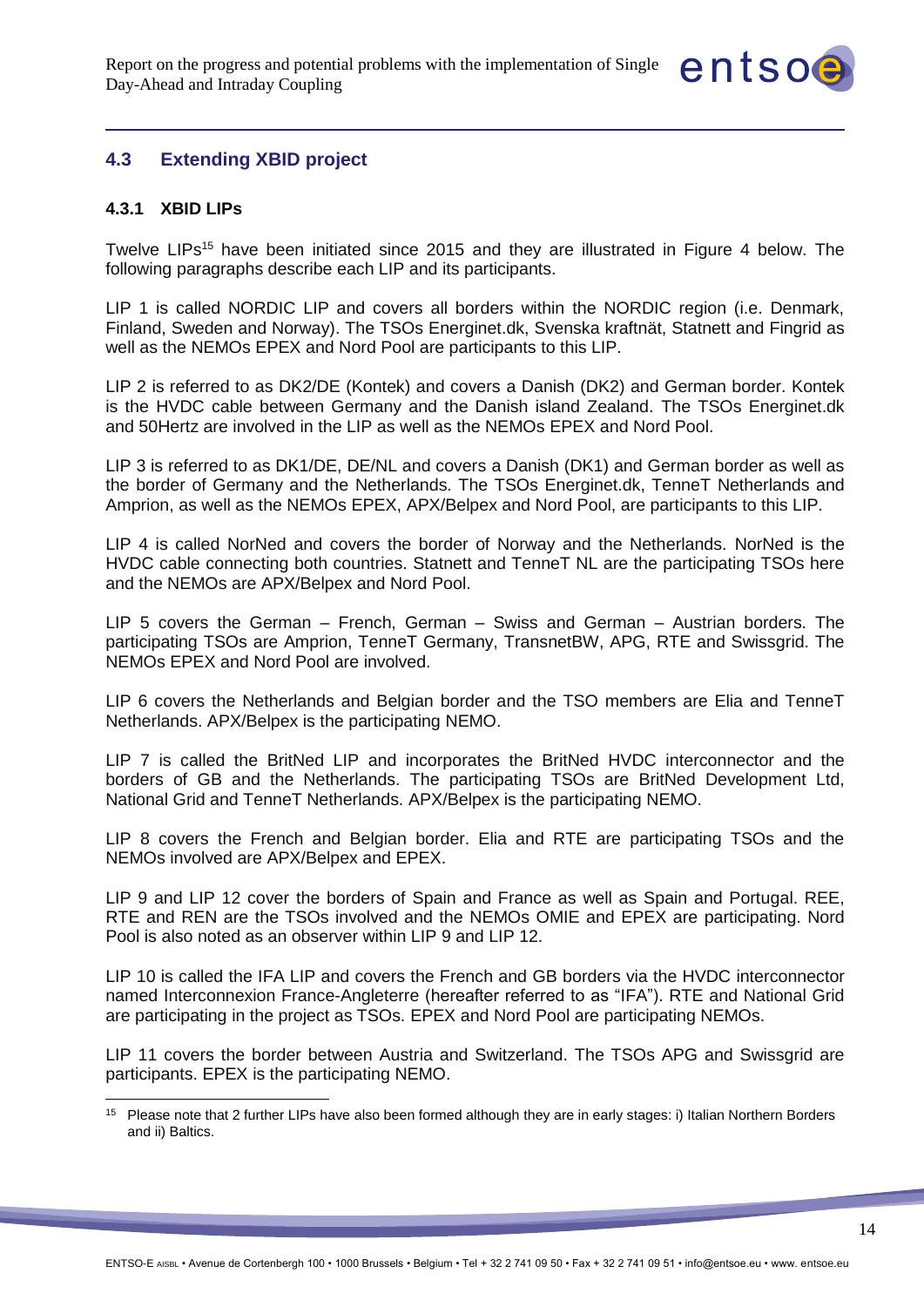## 4.3 Extending XBID project

### 4.3.1 XBID LIPs

Twelve LIPs[15] have been initiated since 2015 and they are illustrated in Figure 4 below. The following paragraphs describe each LIP and its participants.

LIP 1 is called NORDIC LIP and covers all borders within the NORDIC region (i.e. Denmark, Finland, Sweden and Norway). The TSOs Energinet.dk, Svenska kraftnät, Statnett and Fingrid as well as the NEMOs EPEX and Nord Pool are participants to this LIP.

LIP 2 is referred to as DK2/DE (Kontek) and covers a Danish (DK2) and German border. Kontek is the HVDC cable between Germany and the Danish island Zealand. The TSOs Energinet.dk and 50Hertz are involved in the LIP as well as the NEMOs EPEX and Nord Pool.

LIP 3 is referred to as DK1/DE, DE/NL and covers a Danish (DK1) and German border as well as the border of Germany and the Netherlands. The TSOs Energinet.dk, TenneT Netherlands and Amprion, as well as the NEMOs EPEX, APX/Belpex and Nord Pool, are participants to this LIP.

LIP 4 is called NorNed and covers the border of Norway and the Netherlands. NorNed is the HVDC cable connecting both countries. Statnett and TenneT NL are the participating TSOs here and the NEMOs are APX/Belpex and Nord Pool.

LIP 5 covers the German – French, German – Swiss and German – Austrian borders. The participating TSOs are Amprion, TenneT Germany, TransnetBW, APG, RTE and Swissgrid. The NEMOs EPEX and Nord Pool are involved.

LIP 6 covers the Netherlands and Belgian border and the TSO members are Elia and TenneT Netherlands. APX/Belpex is the participating NEMO.

LIP 7 is called the BritNed LIP and incorporates the BritNed HVDC interconnector and the borders of GB and the Netherlands. The participating TSOs are BritNed Development Ltd, National Grid and TenneT Netherlands. APX/Belpex is the participating NEMO.

LIP 8 covers the French and Belgian border. Elia and RTE are participating TSOs and the NEMOs involved are APX/Belpex and EPEX.

LIP 9 and LIP 12 cover the borders of Spain and France as well as Spain and Portugal. REE, RTE and REN are the TSOs involved and the NEMOs OMIE and EPEX are participating. Nord Pool is also noted as an observer within LIP 9 and LIP 12.

LIP 10 is called the IFA LIP and covers the French and GB borders via the HVDC interconnector named Interconnexion France-Angleterre (hereafter referred to as "IFA"). RTE and National Grid are participating in the project as TSOs. EPEX and Nord Pool are participating NEMOs.

LIP 11 covers the border between Austria and Switzerland. The TSOs APG and Swissgrid are participants. EPEX is the participating NEMO.

[15] Please note that 2 further LIPs have also been formed although they are in early stages: i) Italian Northern Borders and ii) Baltics.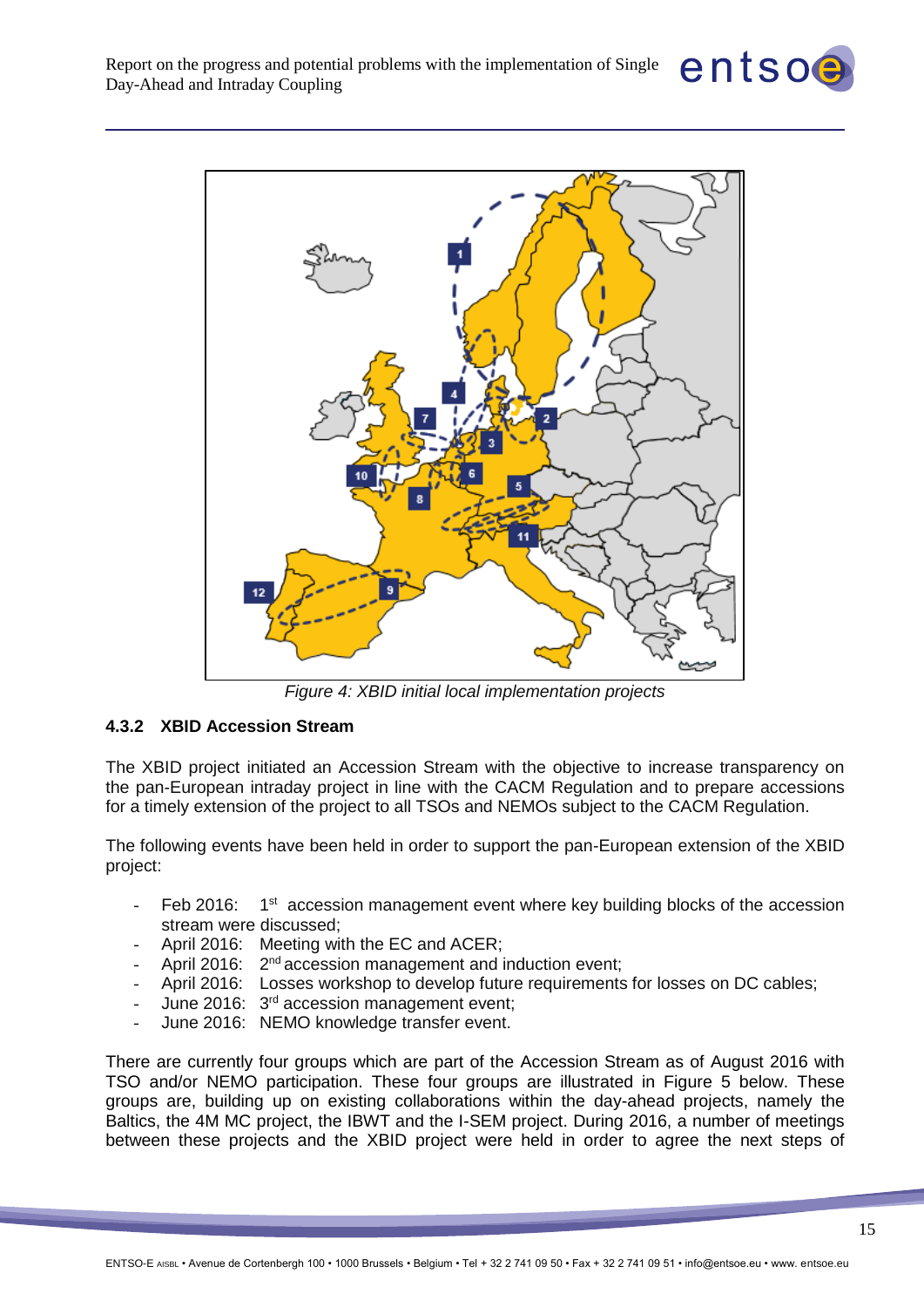Figure 4: XBID initial local implementation projects

### 4.3.2 XBID Accession Stream

The XBID project initiated an Accession Stream with the objective to increase transparency on the pan-European intraday project in line with the CACM Regulation and to prepare accessions for a timely extension of the project to all TSOs and NEMOs subject to the CACM Regulation.

The following events have been held in order to support the pan-European extension of the XBID project:

- Feb 2016: 1st accession management event where key building blocks of the accession stream were discussed;
- April 2016: Meeting with the EC and ACER;
- April 2016: 2nd accession management and induction event;
- April 2016: Losses workshop to develop future requirements for losses on DC cables;
- June 2016: 3rd accession management event;
- June 2016: NEMO knowledge transfer event.

There are currently four groups which are part of the Accession Stream as of August 2016 with TSO and/or NEMO participation. These four groups are illustrated in Figure 5 below. These groups are, building up on existing collaborations within the day-ahead projects, namely the Baltics, the 4M MC project, the IBWT and the I-SEM project. During 2016, a number of meetings between these projects and the XBID project were held in order to agree the next steps of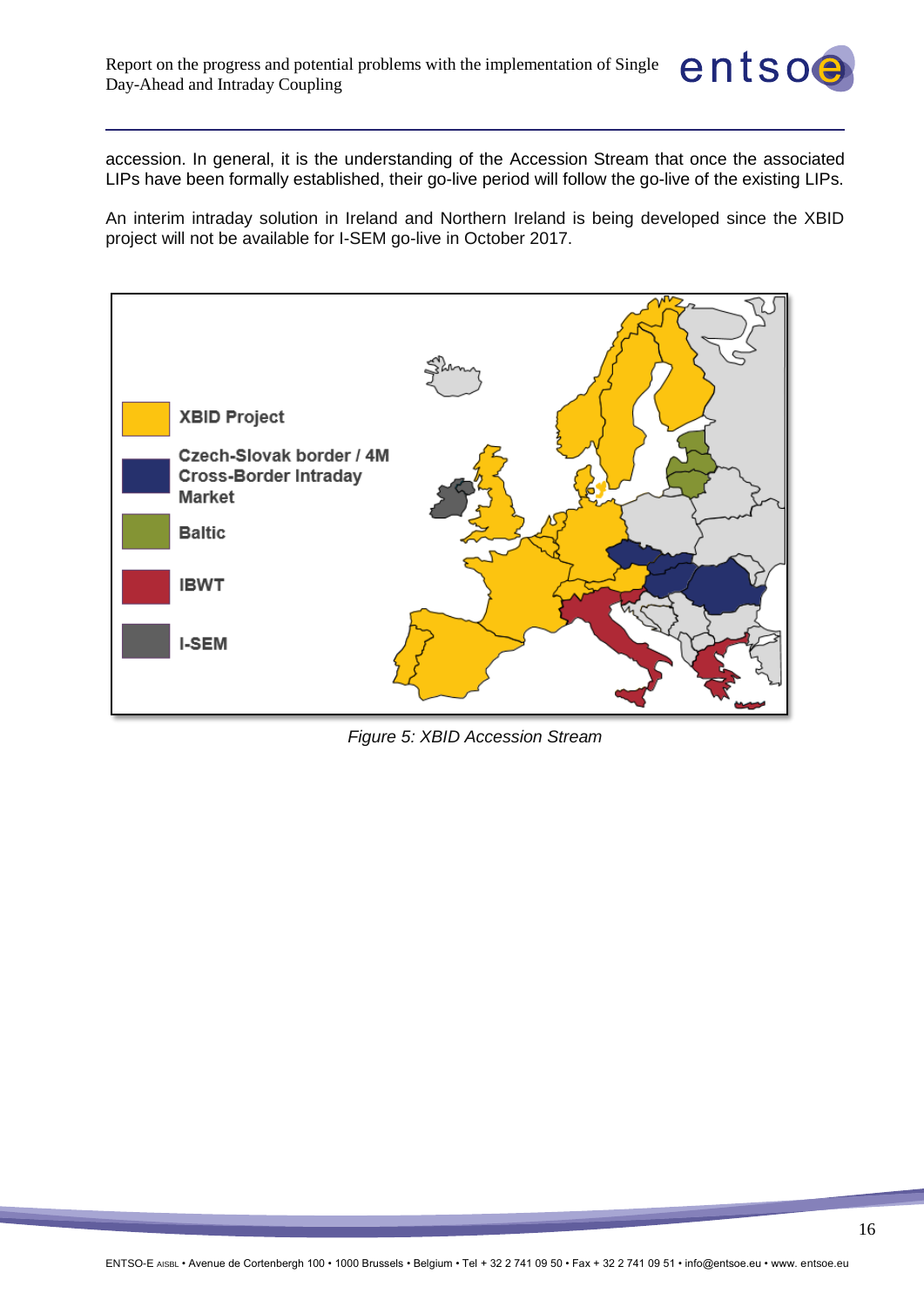accession. In general, it is the understanding of the Accession Stream that once the associated LIPs have been formally established, their go-live period will follow the go-live of the existing LIPs.

An interim intraday solution in Ireland and Northern Ireland is being developed since the XBID project will not be available for I-SEM go-live in October 2017.

*Figure 5: XBID Accession Stream*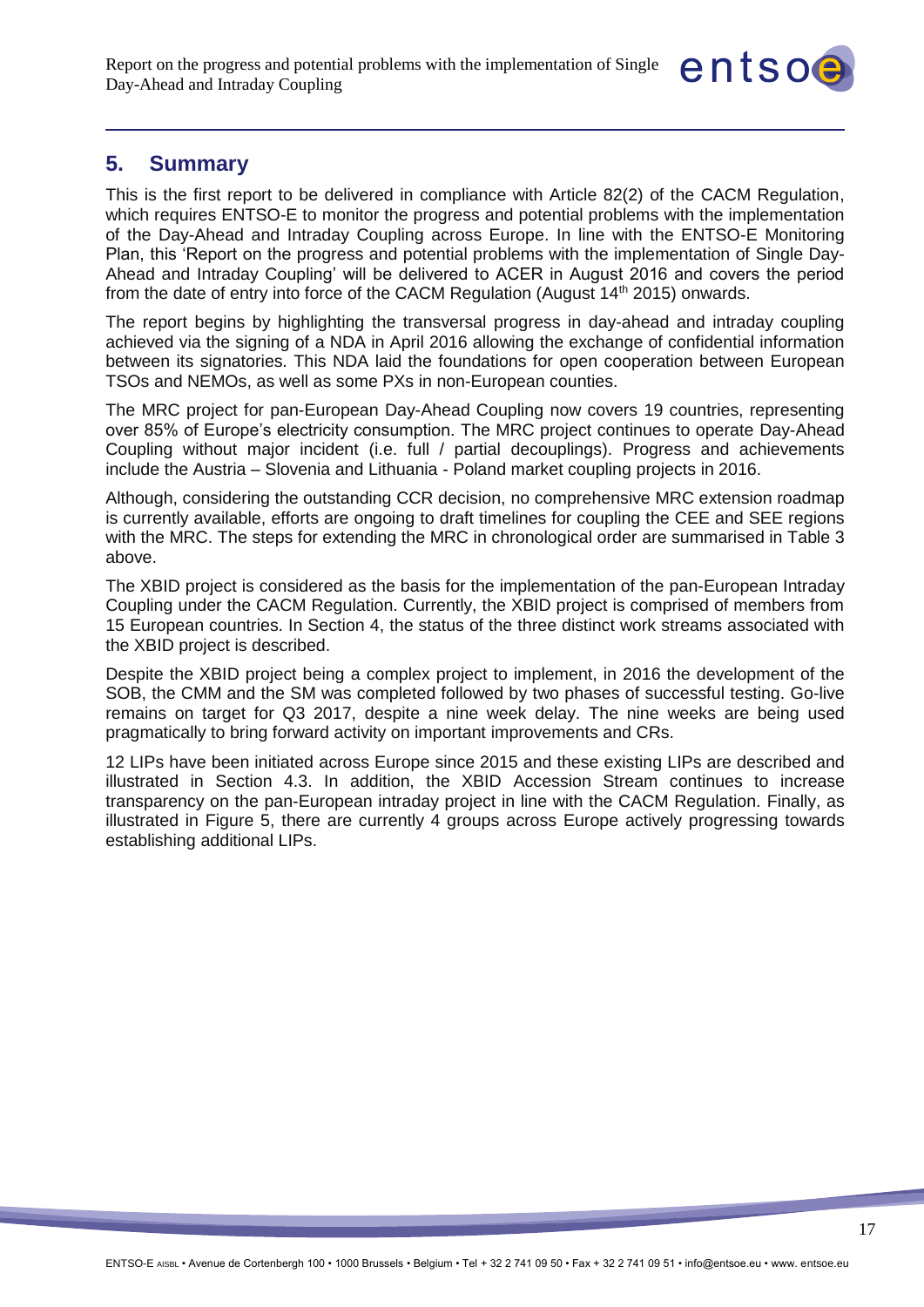## 5. Summary

This is the first report to be delivered in compliance with Article 82(2) of the CACM Regulation, which requires ENTSO-E to monitor the progress and potential problems with the implementation of the Day-Ahead and Intraday Coupling across Europe. In line with the ENTSO-E Monitoring Plan, this 'Report on the progress and potential problems with the implementation of Single Day-Ahead and Intraday Coupling' will be delivered to ACER in August 2016 and covers the period from the date of entry into force of the CACM Regulation (August 14th 2015) onwards.

The report begins by highlighting the transversal progress in day-ahead and intraday coupling achieved via the signing of a NDA in April 2016 allowing the exchange of confidential information between its signatories. This NDA laid the foundations for open cooperation between European TSOs and NEMOs, as well as some PXs in non-European counties.

The MRC project for pan-European Day-Ahead Coupling now covers 19 countries, representing over 85% of Europe's electricity consumption. The MRC project continues to operate Day-Ahead Coupling without major incident (i.e. full / partial decouplings). Progress and achievements include the Austria – Slovenia and Lithuania - Poland market coupling projects in 2016.

Although, considering the outstanding CCR decision, no comprehensive MRC extension roadmap is currently available, efforts are ongoing to draft timelines for coupling the CEE and SEE regions with the MRC. The steps for extending the MRC in chronological order are summarised in Table 3 above.

The XBID project is considered as the basis for the implementation of the pan-European Intraday Coupling under the CACM Regulation. Currently, the XBID project is comprised of members from 15 European countries. In Section 4, the status of the three distinct work streams associated with the XBID project is described.

Despite the XBID project being a complex project to implement, in 2016 the development of the SOB, the CMM and the SM was completed followed by two phases of successful testing. Go-live remains on target for Q3 2017, despite a nine week delay. The nine weeks are being used pragmatically to bring forward activity on important improvements and CRs.

12 LIPs have been initiated across Europe since 2015 and these existing LIPs are described and illustrated in Section 4.3. In addition, the XBID Accession Stream continues to increase transparency on the pan-European intraday project in line with the CACM Regulation. Finally, as illustrated in Figure 5, there are currently 4 groups across Europe actively progressing towards establishing additional LIPs.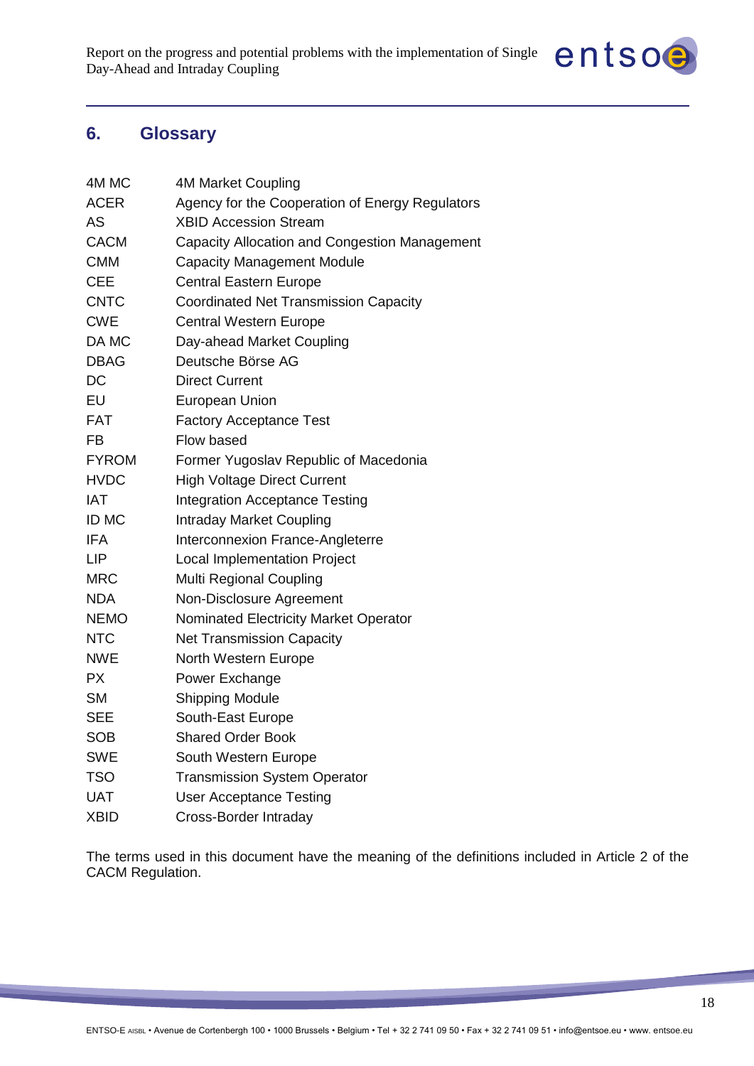## 6. Glossary

| | |
|---|---|
| 4M MC | 4M Market Coupling |
| ACER | Agency for the Cooperation of Energy Regulators |
| AS | XBID Accession Stream |
| CACM | Capacity Allocation and Congestion Management |
| CMM | Capacity Management Module |
| CEE | Central Eastern Europe |
| CNTC | Coordinated Net Transmission Capacity |
| CWE | Central Western Europe |
| DA MC | Day-ahead Market Coupling |
| DBAG | Deutsche Börse AG |
| DC | Direct Current |
| EU | European Union |
| FAT | Factory Acceptance Test |
| FB | Flow based |
| FYROM | Former Yugoslav Republic of Macedonia |
| HVDC | High Voltage Direct Current |
| IAT | Integration Acceptance Testing |
| ID MC | Intraday Market Coupling |
| IFA | Interconnexion France-Angleterre |
| LIP | Local Implementation Project |
| MRC | Multi Regional Coupling |
| NDA | Non-Disclosure Agreement |
| NEMO | Nominated Electricity Market Operator |
| NTC | Net Transmission Capacity |
| NWE | North Western Europe |
| PX | Power Exchange |
| SM | Shipping Module |
| SEE | South-East Europe |
| SOB | Shared Order Book |
| SWE | South Western Europe |
| TSO | Transmission System Operator |
| UAT | User Acceptance Testing |
| XBID | Cross-Border Intraday |

The terms used in this document have the meaning of the definitions included in Article 2 of the CACM Regulation.